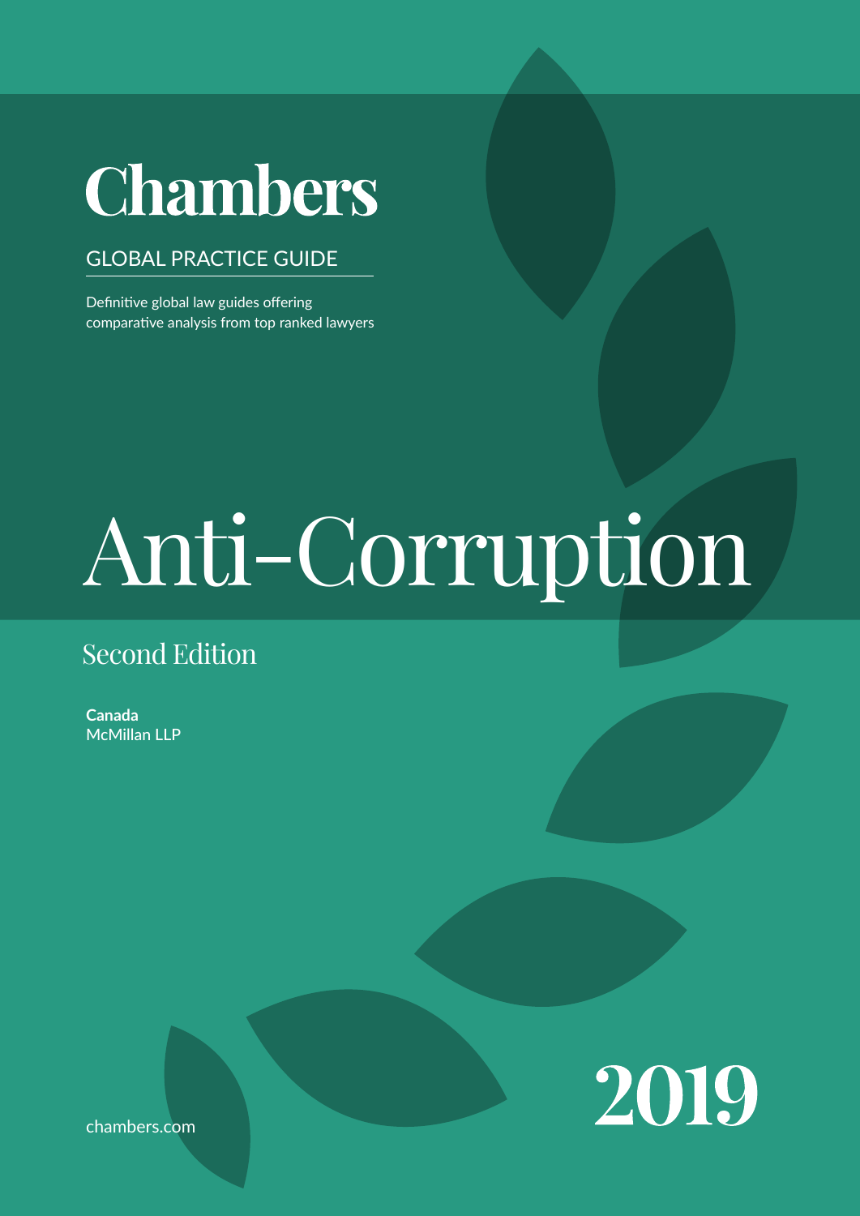# Chambers

GLOBAL PRACTICE GUIDE

Definitive global law guides offering comparative analysis from top ranked lawyers

# Anti-Corruption

## Second Edition

**Canada**
McMillan LLP

2019

chambers.com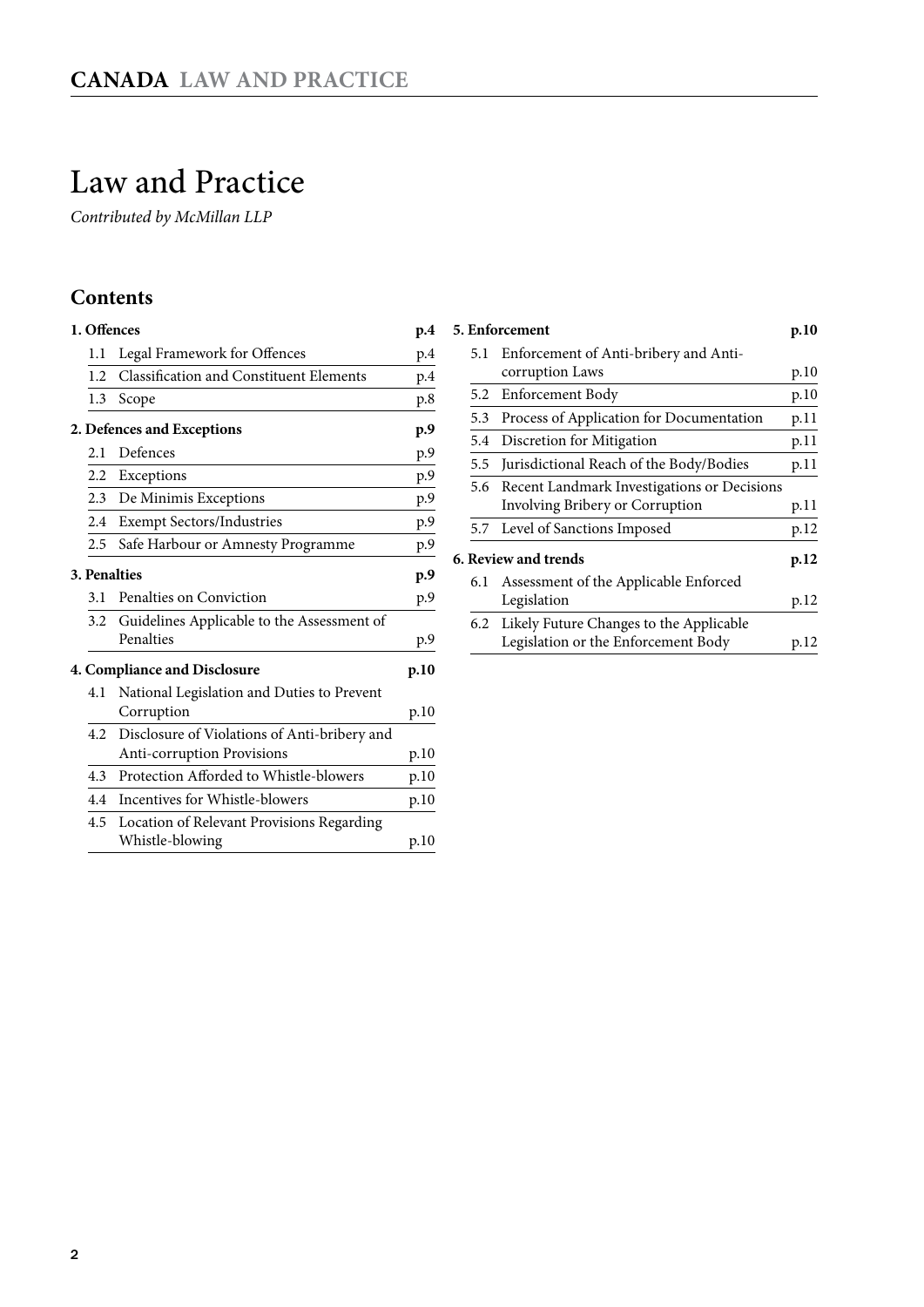# Law and Practice

*Contributed by McMillan LLP*

## Contents

| | | |
|---|---|---|
| **1. Offences** | | **p.4** |
| 1.1 | Legal Framework for Offences | p.4 |
| 1.2 | Classification and Constituent Elements | p.4 |
| 1.3 | Scope | p.8 |
| **2. Defences and Exceptions** | | **p.9** |
| 2.1 | Defences | p.9 |
| 2.2 | Exceptions | p.9 |
| 2.3 | De Minimis Exceptions | p.9 |
| 2.4 | Exempt Sectors/Industries | p.9 |
| 2.5 | Safe Harbour or Amnesty Programme | p.9 |
| **3. Penalties** | | **p.9** |
| 3.1 | Penalties on Conviction | p.9 |
| 3.2 | Guidelines Applicable to the Assessment of Penalties | p.9 |
| **4. Compliance and Disclosure** | | **p.10** |
| 4.1 | National Legislation and Duties to Prevent Corruption | p.10 |
| 4.2 | Disclosure of Violations of Anti-bribery and Anti-corruption Provisions | p.10 |
| 4.3 | Protection Afforded to Whistle-blowers | p.10 |
| 4.4 | Incentives for Whistle-blowers | p.10 |
| 4.5 | Location of Relevant Provisions Regarding Whistle-blowing | p.10 |
| **5. Enforcement** | | **p.10** |
| 5.1 | Enforcement of Anti-bribery and Anti-corruption Laws | p.10 |
| 5.2 | Enforcement Body | p.10 |
| 5.3 | Process of Application for Documentation | p.11 |
| 5.4 | Discretion for Mitigation | p.11 |
| 5.5 | Jurisdictional Reach of the Body/Bodies | p.11 |
| 5.6 | Recent Landmark Investigations or Decisions Involving Bribery or Corruption | p.11 |
| 5.7 | Level of Sanctions Imposed | p.12 |
| **6. Review and trends** | | **p.12** |
| 6.1 | Assessment of the Applicable Enforced Legislation | p.12 |
| 6.2 | Likely Future Changes to the Applicable Legislation or the Enforcement Body | p.12 |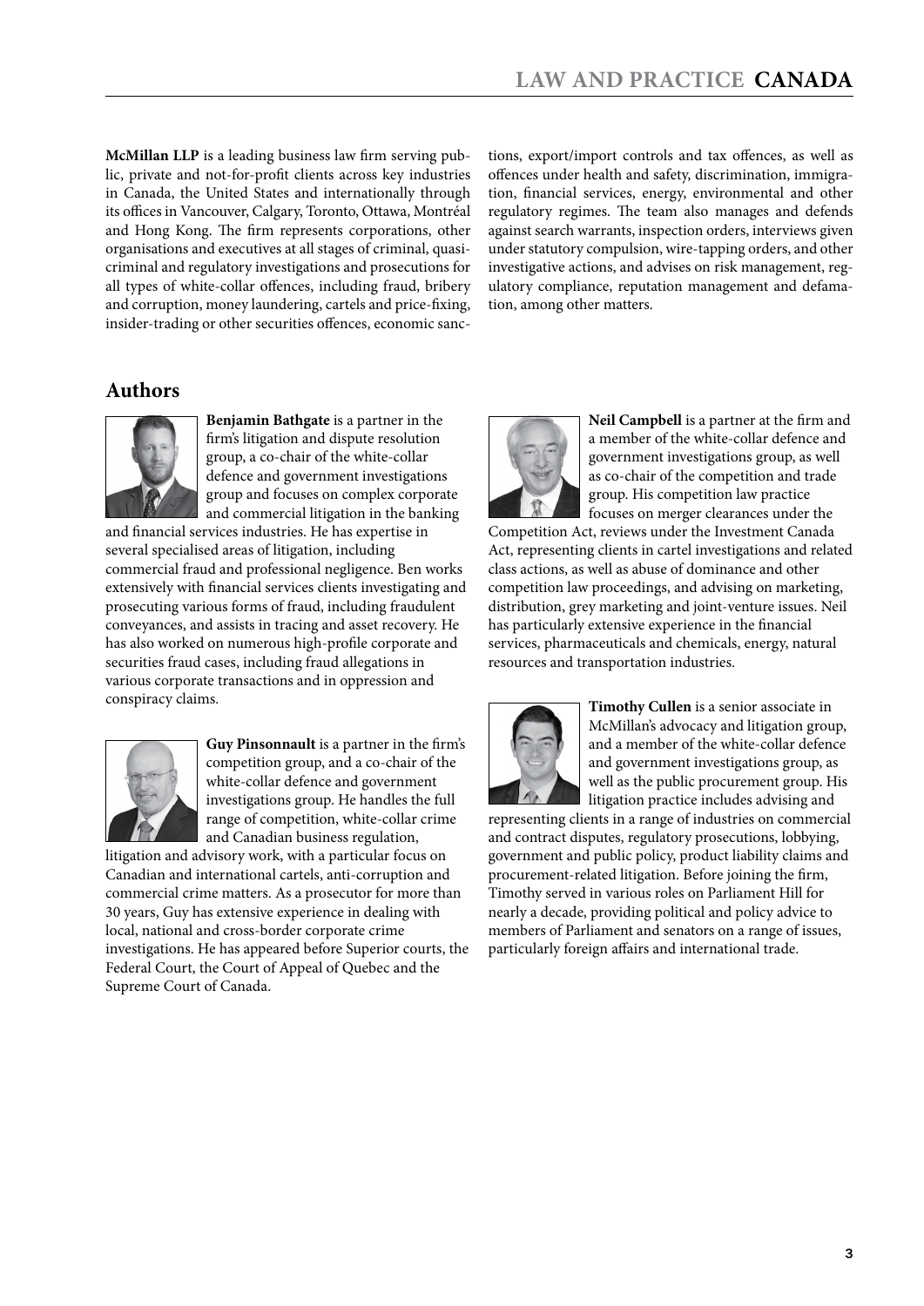**McMillan LLP** is a leading business law firm serving public, private and not-for-profit clients across key industries in Canada, the United States and internationally through its offices in Vancouver, Calgary, Toronto, Ottawa, Montréal and Hong Kong. The firm represents corporations, other organisations and executives at all stages of criminal, quasi-criminal and regulatory investigations and prosecutions for all types of white-collar offences, including fraud, bribery and corruption, money laundering, cartels and price-fixing, insider-trading or other securities offences, economic sanctions, export/import controls and tax offences, as well as offences under health and safety, discrimination, immigration, financial services, energy, environmental and other regulatory regimes. The team also manages and defends against search warrants, inspection orders, interviews given under statutory compulsion, wire-tapping orders, and other investigative actions, and advises on risk management, regulatory compliance, reputation management and defamation, among other matters.

## Authors

**Benjamin Bathgate** is a partner in the firm's litigation and dispute resolution group, a co-chair of the white-collar defence and government investigations group and focuses on complex corporate and commercial litigation in the banking and financial services industries. He has expertise in several specialised areas of litigation, including commercial fraud and professional negligence. Ben works extensively with financial services clients investigating and prosecuting various forms of fraud, including fraudulent conveyances, and assists in tracing and asset recovery. He has also worked on numerous high-profile corporate and securities fraud cases, including fraud allegations in various corporate transactions and in oppression and conspiracy claims.

**Guy Pinsonnault** is a partner in the firm's competition group, and a co-chair of the white-collar defence and government investigations group. He handles the full range of competition, white-collar crime and Canadian business regulation, litigation and advisory work, with a particular focus on Canadian and international cartels, anti-corruption and commercial crime matters. As a prosecutor for more than 30 years, Guy has extensive experience in dealing with local, national and cross-border corporate crime investigations. He has appeared before Superior courts, the Federal Court, the Court of Appeal of Quebec and the Supreme Court of Canada.

**Neil Campbell** is a partner at the firm and a member of the white-collar defence and government investigations group, as well as co-chair of the competition and trade group. His competition law practice focuses on merger clearances under the Competition Act, reviews under the Investment Canada Act, representing clients in cartel investigations and related class actions, as well as abuse of dominance and other competition law proceedings, and advising on marketing, distribution, grey marketing and joint-venture issues. Neil has particularly extensive experience in the financial services, pharmaceuticals and chemicals, energy, natural resources and transportation industries.

**Timothy Cullen** is a senior associate in McMillan's advocacy and litigation group, and a member of the white-collar defence and government investigations group, as well as the public procurement group. His litigation practice includes advising and representing clients in a range of industries on commercial and contract disputes, regulatory prosecutions, lobbying, government and public policy, product liability claims and procurement-related litigation. Before joining the firm, Timothy served in various roles on Parliament Hill for nearly a decade, providing political and policy advice to members of Parliament and senators on a range of issues, particularly foreign affairs and international trade.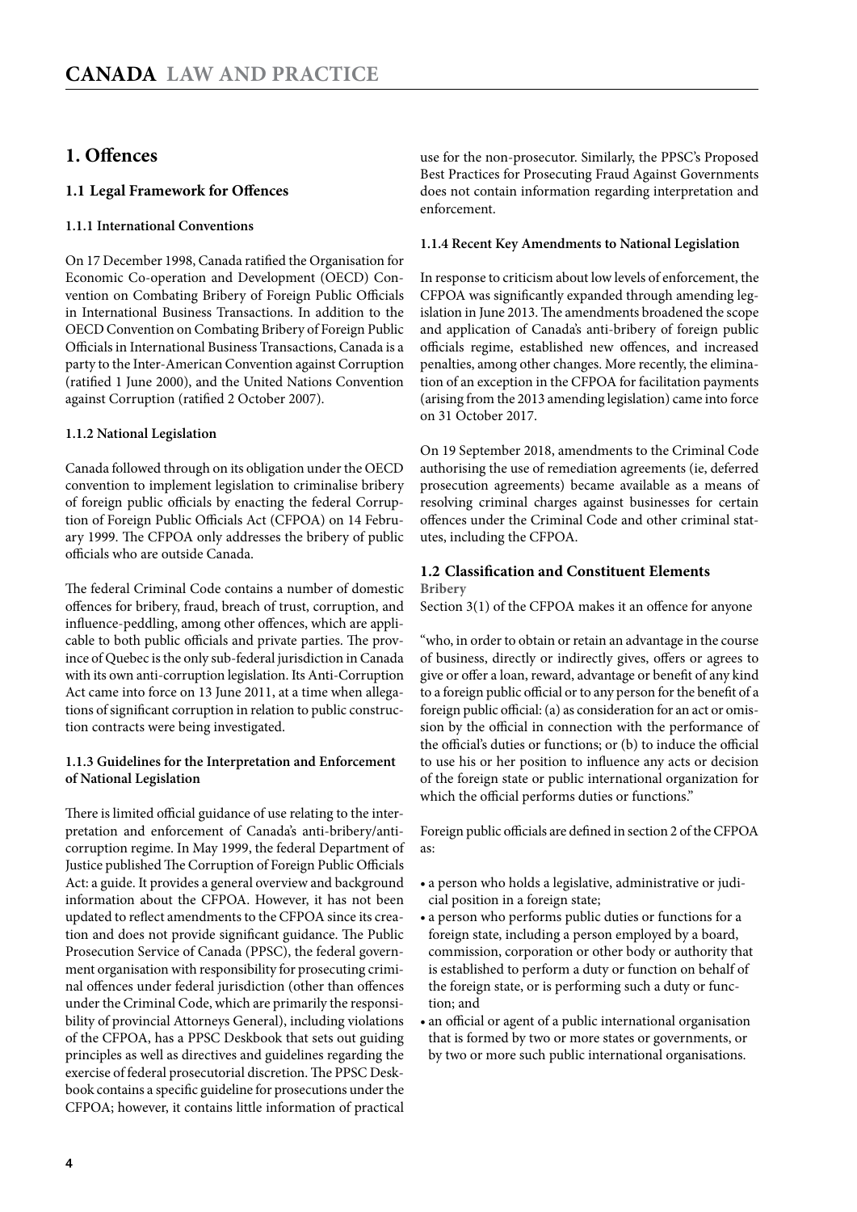# 1. Offences

## 1.1 Legal Framework for Offences

### 1.1.1 International Conventions

On 17 December 1998, Canada ratified the Organisation for Economic Co-operation and Development (OECD) Convention on Combating Bribery of Foreign Public Officials in International Business Transactions. In addition to the OECD Convention on Combating Bribery of Foreign Public Officials in International Business Transactions, Canada is a party to the Inter-American Convention against Corruption (ratified 1 June 2000), and the United Nations Convention against Corruption (ratified 2 October 2007).

### 1.1.2 National Legislation

Canada followed through on its obligation under the OECD convention to implement legislation to criminalise bribery of foreign public officials by enacting the federal Corruption of Foreign Public Officials Act (CFPOA) on 14 February 1999. The CFPOA only addresses the bribery of public officials who are outside Canada.

The federal Criminal Code contains a number of domestic offences for bribery, fraud, breach of trust, corruption, and influence-peddling, among other offences, which are applicable to both public officials and private parties. The province of Quebec is the only sub-federal jurisdiction in Canada with its own anti-corruption legislation. Its Anti-Corruption Act came into force on 13 June 2011, at a time when allegations of significant corruption in relation to public construction contracts were being investigated.

### 1.1.3 Guidelines for the Interpretation and Enforcement of National Legislation

There is limited official guidance of use relating to the interpretation and enforcement of Canada's anti-bribery/anti-corruption regime. In May 1999, the federal Department of Justice published The Corruption of Foreign Public Officials Act: a guide. It provides a general overview and background information about the CFPOA. However, it has not been updated to reflect amendments to the CFPOA since its creation and does not provide significant guidance. The Public Prosecution Service of Canada (PPSC), the federal government organisation with responsibility for prosecuting criminal offences under federal jurisdiction (other than offences under the Criminal Code, which are primarily the responsibility of provincial Attorneys General), including violations of the CFPOA, has a PPSC Deskbook that sets out guiding principles as well as directives and guidelines regarding the exercise of federal prosecutorial discretion. The PPSC Deskbook contains a specific guideline for prosecutions under the CFPOA; however, it contains little information of practical use for the non-prosecutor. Similarly, the PPSC's Proposed Best Practices for Prosecuting Fraud Against Governments does not contain information regarding interpretation and enforcement.

### 1.1.4 Recent Key Amendments to National Legislation

In response to criticism about low levels of enforcement, the CFPOA was significantly expanded through amending legislation in June 2013. The amendments broadened the scope and application of Canada's anti-bribery of foreign public officials regime, established new offences, and increased penalties, among other changes. More recently, the elimination of an exception in the CFPOA for facilitation payments (arising from the 2013 amending legislation) came into force on 31 October 2017.

On 19 September 2018, amendments to the Criminal Code authorising the use of remediation agreements (ie, deferred prosecution agreements) became available as a means of resolving criminal charges against businesses for certain offences under the Criminal Code and other criminal statutes, including the CFPOA.

## 1.2 Classification and Constituent Elements

**Bribery**

Section 3(1) of the CFPOA makes it an offence for anyone

"who, in order to obtain or retain an advantage in the course of business, directly or indirectly gives, offers or agrees to give or offer a loan, reward, advantage or benefit of any kind to a foreign public official or to any person for the benefit of a foreign public official: (a) as consideration for an act or omission by the official in connection with the performance of the official's duties or functions; or (b) to induce the official to use his or her position to influence any acts or decision of the foreign state or public international organization for which the official performs duties or functions."

Foreign public officials are defined in section 2 of the CFPOA as:

- a person who holds a legislative, administrative or judicial position in a foreign state;
- a person who performs public duties or functions for a foreign state, including a person employed by a board, commission, corporation or other body or authority that is established to perform a duty or function on behalf of the foreign state, or is performing such a duty or function; and
- an official or agent of a public international organisation that is formed by two or more states or governments, or by two or more such public international organisations.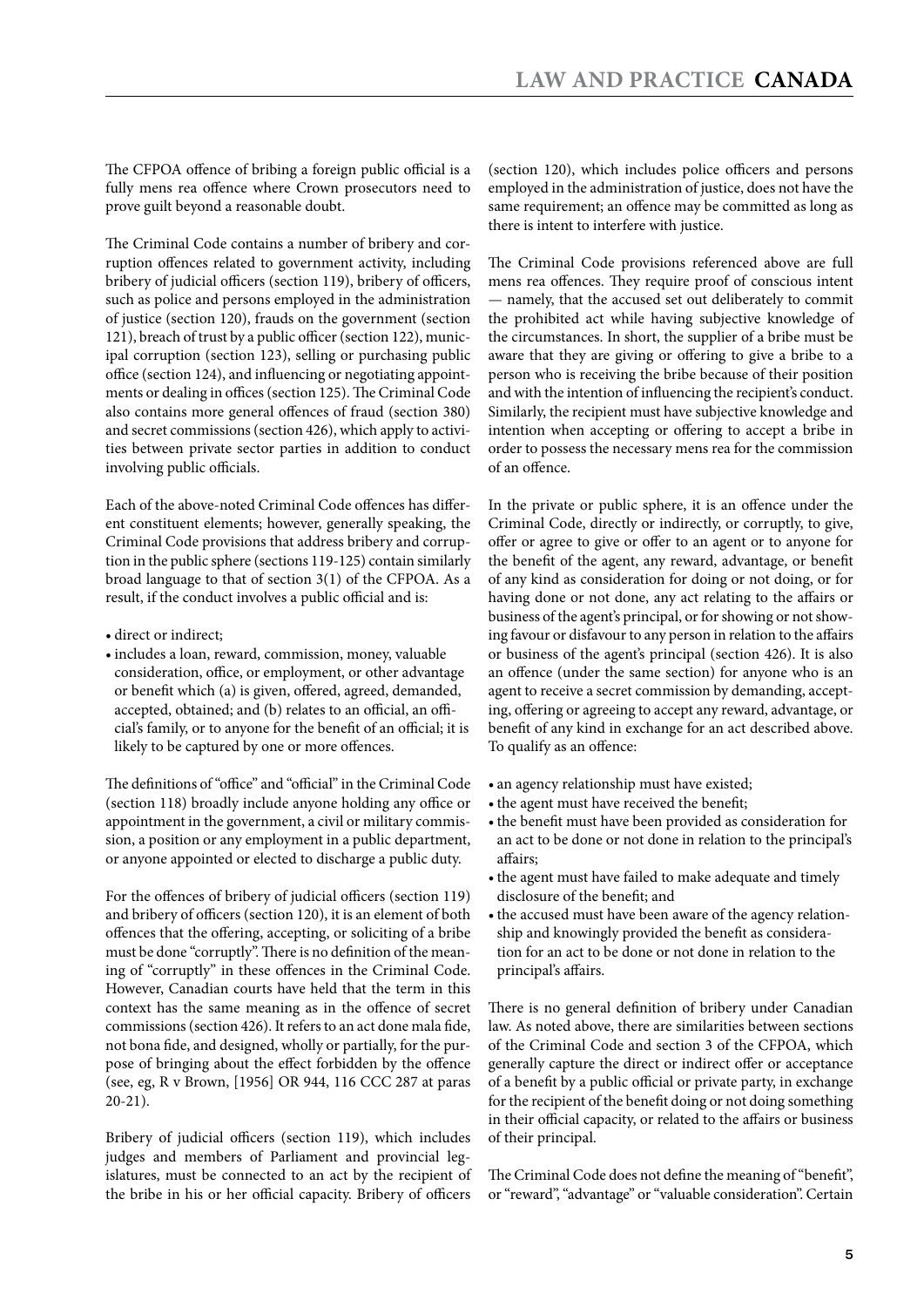The CFPOA offence of bribing a foreign public official is a fully mens rea offence where Crown prosecutors need to prove guilt beyond a reasonable doubt.

The Criminal Code contains a number of bribery and corruption offences related to government activity, including bribery of judicial officers (section 119), bribery of officers, such as police and persons employed in the administration of justice (section 120), frauds on the government (section 121), breach of trust by a public officer (section 122), municipal corruption (section 123), selling or purchasing public office (section 124), and influencing or negotiating appointments or dealing in offices (section 125). The Criminal Code also contains more general offences of fraud (section 380) and secret commissions (section 426), which apply to activities between private sector parties in addition to conduct involving public officials.

Each of the above-noted Criminal Code offences has different constituent elements; however, generally speaking, the Criminal Code provisions that address bribery and corruption in the public sphere (sections 119-125) contain similarly broad language to that of section 3(1) of the CFPOA. As a result, if the conduct involves a public official and is:

- direct or indirect;
- includes a loan, reward, commission, money, valuable consideration, office, or employment, or other advantage or benefit which (a) is given, offered, agreed, demanded, accepted, obtained; and (b) relates to an official, an official's family, or to anyone for the benefit of an official; it is likely to be captured by one or more offences.

The definitions of "office" and "official" in the Criminal Code (section 118) broadly include anyone holding any office or appointment in the government, a civil or military commission, a position or any employment in a public department, or anyone appointed or elected to discharge a public duty.

For the offences of bribery of judicial officers (section 119) and bribery of officers (section 120), it is an element of both offences that the offering, accepting, or soliciting of a bribe must be done "corruptly". There is no definition of the meaning of "corruptly" in these offences in the Criminal Code. However, Canadian courts have held that the term in this context has the same meaning as in the offence of secret commissions (section 426). It refers to an act done mala fide, not bona fide, and designed, wholly or partially, for the purpose of bringing about the effect forbidden by the offence (see, eg, R v Brown, [1956] OR 944, 116 CCC 287 at paras 20-21).

Bribery of judicial officers (section 119), which includes judges and members of Parliament and provincial legislatures, must be connected to an act by the recipient of the bribe in his or her official capacity. Bribery of officers (section 120), which includes police officers and persons employed in the administration of justice, does not have the same requirement; an offence may be committed as long as there is intent to interfere with justice.

The Criminal Code provisions referenced above are full mens rea offences. They require proof of conscious intent — namely, that the accused set out deliberately to commit the prohibited act while having subjective knowledge of the circumstances. In short, the supplier of a bribe must be aware that they are giving or offering to give a bribe to a person who is receiving the bribe because of their position and with the intention of influencing the recipient's conduct. Similarly, the recipient must have subjective knowledge and intention when accepting or offering to accept a bribe in order to possess the necessary mens rea for the commission of an offence.

In the private or public sphere, it is an offence under the Criminal Code, directly or indirectly, or corruptly, to give, offer or agree to give or offer to an agent or to anyone for the benefit of the agent, any reward, advantage, or benefit of any kind as consideration for doing or not doing, or for having done or not done, any act relating to the affairs or business of the agent's principal, or for showing or not showing favour or disfavour to any person in relation to the affairs or business of the agent's principal (section 426). It is also an offence (under the same section) for anyone who is an agent to receive a secret commission by demanding, accepting, offering or agreeing to accept any reward, advantage, or benefit of any kind in exchange for an act described above. To qualify as an offence:

- an agency relationship must have existed;
- the agent must have received the benefit;
- the benefit must have been provided as consideration for an act to be done or not done in relation to the principal's affairs;
- the agent must have failed to make adequate and timely disclosure of the benefit; and
- the accused must have been aware of the agency relationship and knowingly provided the benefit as consideration for an act to be done or not done in relation to the principal's affairs.

There is no general definition of bribery under Canadian law. As noted above, there are similarities between sections of the Criminal Code and section 3 of the CFPOA, which generally capture the direct or indirect offer or acceptance of a benefit by a public official or private party, in exchange for the recipient of the benefit doing or not doing something in their official capacity, or related to the affairs or business of their principal.

The Criminal Code does not define the meaning of "benefit", or "reward", "advantage" or "valuable consideration". Certain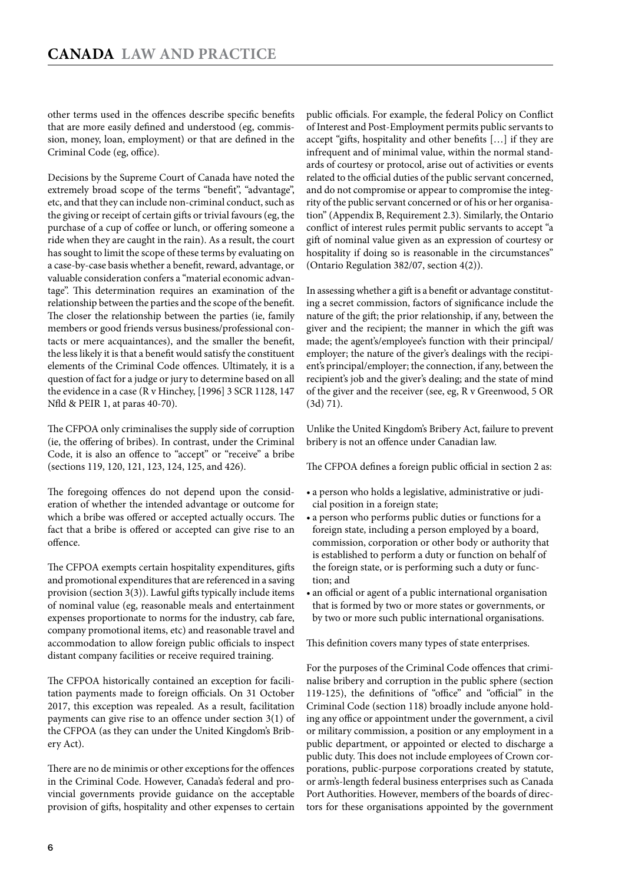other terms used in the offences describe specific benefits that are more easily defined and understood (eg, commission, money, loan, employment) or that are defined in the Criminal Code (eg, office).

Decisions by the Supreme Court of Canada have noted the extremely broad scope of the terms "benefit", "advantage", etc, and that they can include non-criminal conduct, such as the giving or receipt of certain gifts or trivial favours (eg, the purchase of a cup of coffee or lunch, or offering someone a ride when they are caught in the rain). As a result, the court has sought to limit the scope of these terms by evaluating on a case-by-case basis whether a benefit, reward, advantage, or valuable consideration confers a "material economic advantage". This determination requires an examination of the relationship between the parties and the scope of the benefit. The closer the relationship between the parties (ie, family members or good friends versus business/professional contacts or mere acquaintances), and the smaller the benefit, the less likely it is that a benefit would satisfy the constituent elements of the Criminal Code offences. Ultimately, it is a question of fact for a judge or jury to determine based on all the evidence in a case (R v Hinchey, [1996] 3 SCR 1128, 147 Nfld & PEIR 1, at paras 40-70).

The CFPOA only criminalises the supply side of corruption (ie, the offering of bribes). In contrast, under the Criminal Code, it is also an offence to "accept" or "receive" a bribe (sections 119, 120, 121, 123, 124, 125, and 426).

The foregoing offences do not depend upon the consideration of whether the intended advantage or outcome for which a bribe was offered or accepted actually occurs. The fact that a bribe is offered or accepted can give rise to an offence.

The CFPOA exempts certain hospitality expenditures, gifts and promotional expenditures that are referenced in a saving provision (section 3(3)). Lawful gifts typically include items of nominal value (eg, reasonable meals and entertainment expenses proportionate to norms for the industry, cab fare, company promotional items, etc) and reasonable travel and accommodation to allow foreign public officials to inspect distant company facilities or receive required training.

The CFPOA historically contained an exception for facilitation payments made to foreign officials. On 31 October 2017, this exception was repealed. As a result, facilitation payments can give rise to an offence under section 3(1) of the CFPOA (as they can under the United Kingdom's Bribery Act).

There are no de minimis or other exceptions for the offences in the Criminal Code. However, Canada's federal and provincial governments provide guidance on the acceptable provision of gifts, hospitality and other expenses to certain public officials. For example, the federal Policy on Conflict of Interest and Post-Employment permits public servants to accept "gifts, hospitality and other benefits […] if they are infrequent and of minimal value, within the normal standards of courtesy or protocol, arise out of activities or events related to the official duties of the public servant concerned, and do not compromise or appear to compromise the integrity of the public servant concerned or of his or her organisation" (Appendix B, Requirement 2.3). Similarly, the Ontario conflict of interest rules permit public servants to accept "a gift of nominal value given as an expression of courtesy or hospitality if doing so is reasonable in the circumstances" (Ontario Regulation 382/07, section 4(2)).

In assessing whether a gift is a benefit or advantage constituting a secret commission, factors of significance include the nature of the gift; the prior relationship, if any, between the giver and the recipient; the manner in which the gift was made; the agent's/employee's function with their principal/employer; the nature of the giver's dealings with the recipient's principal/employer; the connection, if any, between the recipient's job and the giver's dealing; and the state of mind of the giver and the receiver (see, eg, R v Greenwood, 5 OR (3d) 71).

Unlike the United Kingdom's Bribery Act, failure to prevent bribery is not an offence under Canadian law.

The CFPOA defines a foreign public official in section 2 as:

- a person who holds a legislative, administrative or judicial position in a foreign state;
- a person who performs public duties or functions for a foreign state, including a person employed by a board, commission, corporation or other body or authority that is established to perform a duty or function on behalf of the foreign state, or is performing such a duty or function; and
- an official or agent of a public international organisation that is formed by two or more states or governments, or by two or more such public international organisations.

This definition covers many types of state enterprises.

For the purposes of the Criminal Code offences that criminalise bribery and corruption in the public sphere (section 119-125), the definitions of "office" and "official" in the Criminal Code (section 118) broadly include anyone holding any office or appointment under the government, a civil or military commission, a position or any employment in a public department, or appointed or elected to discharge a public duty. This does not include employees of Crown corporations, public-purpose corporations created by statute, or arm's-length federal business enterprises such as Canada Port Authorities. However, members of the boards of directors for these organisations appointed by the government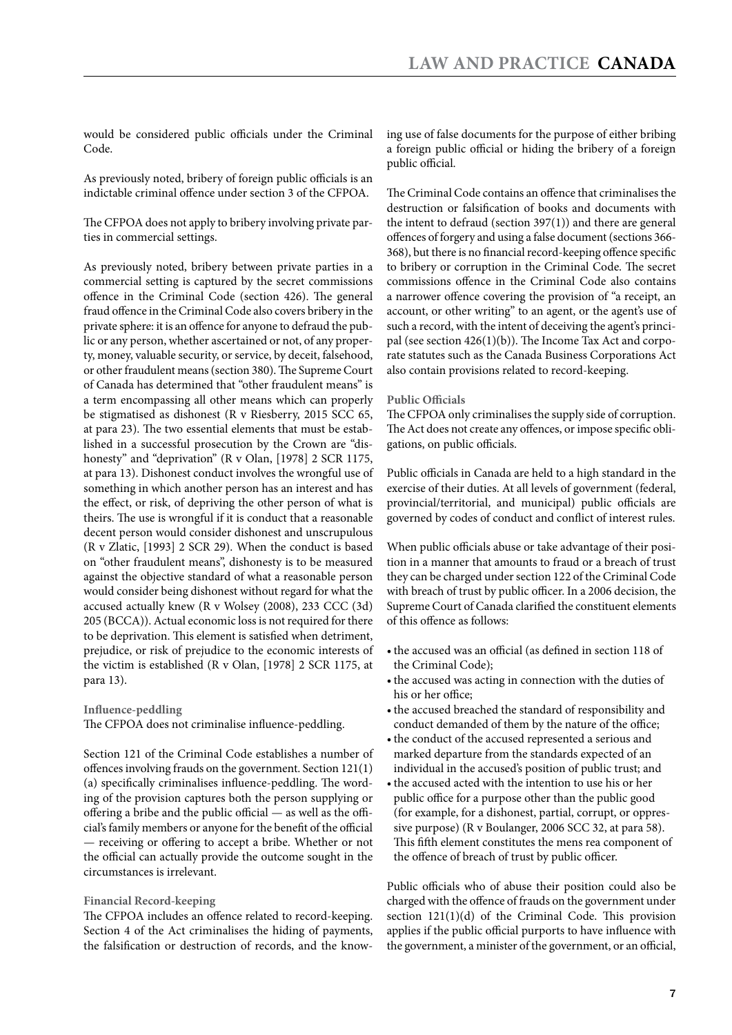would be considered public officials under the Criminal Code.

As previously noted, bribery of foreign public officials is an indictable criminal offence under section 3 of the CFPOA.

The CFPOA does not apply to bribery involving private parties in commercial settings.

As previously noted, bribery between private parties in a commercial setting is captured by the secret commissions offence in the Criminal Code (section 426). The general fraud offence in the Criminal Code also covers bribery in the private sphere: it is an offence for anyone to defraud the public or any person, whether ascertained or not, of any property, money, valuable security, or service, by deceit, falsehood, or other fraudulent means (section 380). The Supreme Court of Canada has determined that "other fraudulent means" is a term encompassing all other means which can properly be stigmatised as dishonest (R v Riesberry, 2015 SCC 65, at para 23). The two essential elements that must be established in a successful prosecution by the Crown are "dishonesty" and "deprivation" (R v Olan, [1978] 2 SCR 1175, at para 13). Dishonest conduct involves the wrongful use of something in which another person has an interest and has the effect, or risk, of depriving the other person of what is theirs. The use is wrongful if it is conduct that a reasonable decent person would consider dishonest and unscrupulous (R v Zlatic, [1993] 2 SCR 29). When the conduct is based on "other fraudulent means", dishonesty is to be measured against the objective standard of what a reasonable person would consider being dishonest without regard for what the accused actually knew (R v Wolsey (2008), 233 CCC (3d) 205 (BCCA)). Actual economic loss is not required for there to be deprivation. This element is satisfied when detriment, prejudice, or risk of prejudice to the economic interests of the victim is established (R v Olan, [1978] 2 SCR 1175, at para 13).

#### Influence-peddling

The CFPOA does not criminalise influence-peddling.

Section 121 of the Criminal Code establishes a number of offences involving frauds on the government. Section 121(1)(a) specifically criminalises influence-peddling. The wording of the provision captures both the person supplying or offering a bribe and the public official — as well as the official's family members or anyone for the benefit of the official — receiving or offering to accept a bribe. Whether or not the official can actually provide the outcome sought in the circumstances is irrelevant.

#### Financial Record-keeping

The CFPOA includes an offence related to record-keeping. Section 4 of the Act criminalises the hiding of payments, the falsification or destruction of records, and the knowing use of false documents for the purpose of either bribing a foreign public official or hiding the bribery of a foreign public official.

The Criminal Code contains an offence that criminalises the destruction or falsification of books and documents with the intent to defraud (section 397(1)) and there are general offences of forgery and using a false document (sections 366-368), but there is no financial record-keeping offence specific to bribery or corruption in the Criminal Code. The secret commissions offence in the Criminal Code also contains a narrower offence covering the provision of "a receipt, an account, or other writing" to an agent, or the agent's use of such a record, with the intent of deceiving the agent's principal (see section 426(1)(b)). The Income Tax Act and corporate statutes such as the Canada Business Corporations Act also contain provisions related to record-keeping.

#### Public Officials

The CFPOA only criminalises the supply side of corruption. The Act does not create any offences, or impose specific obligations, on public officials.

Public officials in Canada are held to a high standard in the exercise of their duties. At all levels of government (federal, provincial/territorial, and municipal) public officials are governed by codes of conduct and conflict of interest rules.

When public officials abuse or take advantage of their position in a manner that amounts to fraud or a breach of trust they can be charged under section 122 of the Criminal Code with breach of trust by public officer. In a 2006 decision, the Supreme Court of Canada clarified the constituent elements of this offence as follows:

- the accused was an official (as defined in section 118 of the Criminal Code);
- the accused was acting in connection with the duties of his or her office;
- the accused breached the standard of responsibility and conduct demanded of them by the nature of the office;
- the conduct of the accused represented a serious and marked departure from the standards expected of an individual in the accused's position of public trust; and
- the accused acted with the intention to use his or her public office for a purpose other than the public good (for example, for a dishonest, partial, corrupt, or oppressive purpose) (R v Boulanger, 2006 SCC 32, at para 58). This fifth element constitutes the mens rea component of the offence of breach of trust by public officer.

Public officials who of abuse their position could also be charged with the offence of frauds on the government under section 121(1)(d) of the Criminal Code. This provision applies if the public official purports to have influence with the government, a minister of the government, or an official,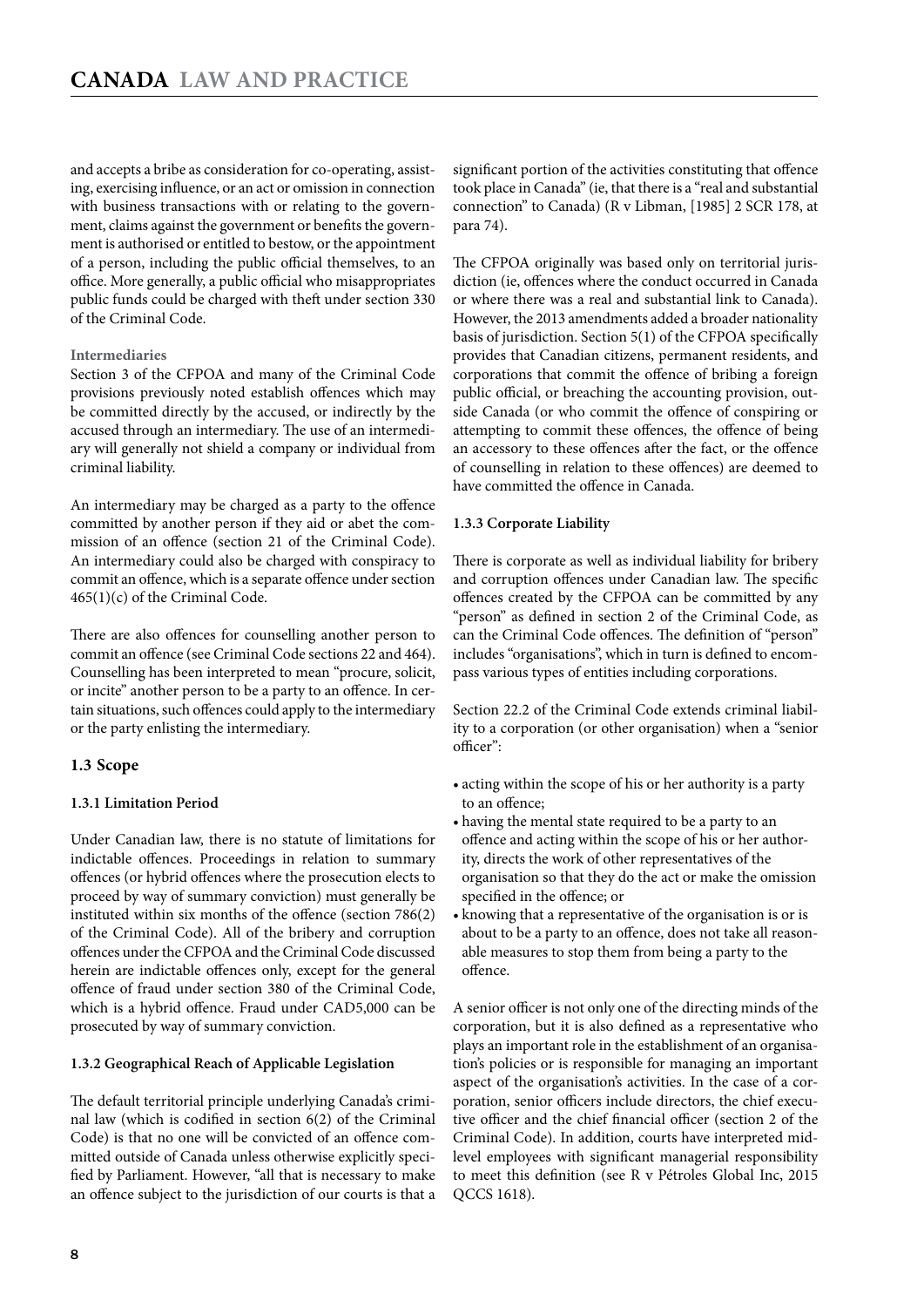and accepts a bribe as consideration for co-operating, assisting, exercising influence, or an act or omission in connection with business transactions with or relating to the government, claims against the government or benefits the government is authorised or entitled to bestow, or the appointment of a person, including the public official themselves, to an office. More generally, a public official who misappropriates public funds could be charged with theft under section 330 of the Criminal Code.

**Intermediaries**

Section 3 of the CFPOA and many of the Criminal Code provisions previously noted establish offences which may be committed directly by the accused, or indirectly by the accused through an intermediary. The use of an intermediary will generally not shield a company or individual from criminal liability.

An intermediary may be charged as a party to the offence committed by another person if they aid or abet the commission of an offence (section 21 of the Criminal Code). An intermediary could also be charged with conspiracy to commit an offence, which is a separate offence under section 465(1)(c) of the Criminal Code.

There are also offences for counselling another person to commit an offence (see Criminal Code sections 22 and 464). Counselling has been interpreted to mean "procure, solicit, or incite" another person to be a party to an offence. In certain situations, such offences could apply to the intermediary or the party enlisting the intermediary.

### 1.3 Scope

#### 1.3.1 Limitation Period

Under Canadian law, there is no statute of limitations for indictable offences. Proceedings in relation to summary offences (or hybrid offences where the prosecution elects to proceed by way of summary conviction) must generally be instituted within six months of the offence (section 786(2) of the Criminal Code). All of the bribery and corruption offences under the CFPOA and the Criminal Code discussed herein are indictable offences only, except for the general offence of fraud under section 380 of the Criminal Code, which is a hybrid offence. Fraud under CAD5,000 can be prosecuted by way of summary conviction.

#### 1.3.2 Geographical Reach of Applicable Legislation

The default territorial principle underlying Canada's criminal law (which is codified in section 6(2) of the Criminal Code) is that no one will be convicted of an offence committed outside of Canada unless otherwise explicitly specified by Parliament. However, "all that is necessary to make an offence subject to the jurisdiction of our courts is that a significant portion of the activities constituting that offence took place in Canada" (ie, that there is a "real and substantial connection" to Canada) (R v Libman, [1985] 2 SCR 178, at para 74).

The CFPOA originally was based only on territorial jurisdiction (ie, offences where the conduct occurred in Canada or where there was a real and substantial link to Canada). However, the 2013 amendments added a broader nationality basis of jurisdiction. Section 5(1) of the CFPOA specifically provides that Canadian citizens, permanent residents, and corporations that commit the offence of bribing a foreign public official, or breaching the accounting provision, outside Canada (or who commit the offence of conspiring or attempting to commit these offences, the offence of being an accessory to these offences after the fact, or the offence of counselling in relation to these offences) are deemed to have committed the offence in Canada.

#### 1.3.3 Corporate Liability

There is corporate as well as individual liability for bribery and corruption offences under Canadian law. The specific offences created by the CFPOA can be committed by any "person" as defined in section 2 of the Criminal Code, as can the Criminal Code offences. The definition of "person" includes "organisations", which in turn is defined to encompass various types of entities including corporations.

Section 22.2 of the Criminal Code extends criminal liability to a corporation (or other organisation) when a "senior officer":

- acting within the scope of his or her authority is a party to an offence;
- having the mental state required to be a party to an offence and acting within the scope of his or her authority, directs the work of other representatives of the organisation so that they do the act or make the omission specified in the offence; or
- knowing that a representative of the organisation is or is about to be a party to an offence, does not take all reasonable measures to stop them from being a party to the offence.

A senior officer is not only one of the directing minds of the corporation, but it is also defined as a representative who plays an important role in the establishment of an organisation's policies or is responsible for managing an important aspect of the organisation's activities. In the case of a corporation, senior officers include directors, the chief executive officer and the chief financial officer (section 2 of the Criminal Code). In addition, courts have interpreted mid-level employees with significant managerial responsibility to meet this definition (see R v Pétroles Global Inc, 2015 QCCS 1618).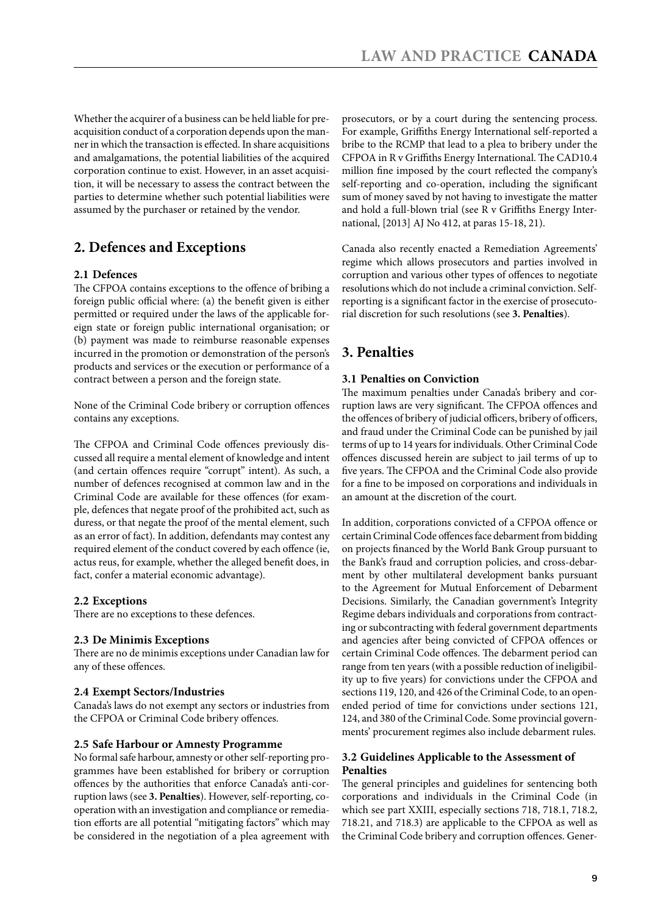Whether the acquirer of a business can be held liable for pre-acquisition conduct of a corporation depends upon the manner in which the transaction is effected. In share acquisitions and amalgamations, the potential liabilities of the acquired corporation continue to exist. However, in an asset acquisition, it will be necessary to assess the contract between the parties to determine whether such potential liabilities were assumed by the purchaser or retained by the vendor.

## 2. Defences and Exceptions

### 2.1 Defences

The CFPOA contains exceptions to the offence of bribing a foreign public official where: (a) the benefit given is either permitted or required under the laws of the applicable foreign state or foreign public international organisation; or (b) payment was made to reimburse reasonable expenses incurred in the promotion or demonstration of the person's products and services or the execution or performance of a contract between a person and the foreign state.

None of the Criminal Code bribery or corruption offences contains any exceptions.

The CFPOA and Criminal Code offences previously discussed all require a mental element of knowledge and intent (and certain offences require "corrupt" intent). As such, a number of defences recognised at common law and in the Criminal Code are available for these offences (for example, defences that negate proof of the prohibited act, such as duress, or that negate the proof of the mental element, such as an error of fact). In addition, defendants may contest any required element of the conduct covered by each offence (ie, actus reus, for example, whether the alleged benefit does, in fact, confer a material economic advantage).

### 2.2 Exceptions

There are no exceptions to these defences.

### 2.3 De Minimis Exceptions

There are no de minimis exceptions under Canadian law for any of these offences.

### 2.4 Exempt Sectors/Industries

Canada's laws do not exempt any sectors or industries from the CFPOA or Criminal Code bribery offences.

### 2.5 Safe Harbour or Amnesty Programme

No formal safe harbour, amnesty or other self-reporting programmes have been established for bribery or corruption offences by the authorities that enforce Canada's anti-corruption laws (see **3. Penalties**). However, self-reporting, co-operation with an investigation and compliance or remediation efforts are all potential "mitigating factors" which may be considered in the negotiation of a plea agreement with prosecutors, or by a court during the sentencing process. For example, Griffiths Energy International self-reported a bribe to the RCMP that lead to a plea to bribery under the CFPOA in R v Griffiths Energy International. The CAD10.4 million fine imposed by the court reflected the company's self-reporting and co-operation, including the significant sum of money saved by not having to investigate the matter and hold a full-blown trial (see R v Griffiths Energy International, [2013] AJ No 412, at paras 15-18, 21).

Canada also recently enacted a Remediation Agreements' regime which allows prosecutors and parties involved in corruption and various other types of offences to negotiate resolutions which do not include a criminal conviction. Self-reporting is a significant factor in the exercise of prosecutorial discretion for such resolutions (see **3. Penalties**).

## 3. Penalties

### 3.1 Penalties on Conviction

The maximum penalties under Canada's bribery and corruption laws are very significant. The CFPOA offences and the offences of bribery of judicial officers, bribery of officers, and fraud under the Criminal Code can be punished by jail terms of up to 14 years for individuals. Other Criminal Code offences discussed herein are subject to jail terms of up to five years. The CFPOA and the Criminal Code also provide for a fine to be imposed on corporations and individuals in an amount at the discretion of the court.

In addition, corporations convicted of a CFPOA offence or certain Criminal Code offences face debarment from bidding on projects financed by the World Bank Group pursuant to the Bank's fraud and corruption policies, and cross-debarment by other multilateral development banks pursuant to the Agreement for Mutual Enforcement of Debarment Decisions. Similarly, the Canadian government's Integrity Regime debars individuals and corporations from contracting or subcontracting with federal government departments and agencies after being convicted of CFPOA offences or certain Criminal Code offences. The debarment period can range from ten years (with a possible reduction of ineligibility up to five years) for convictions under the CFPOA and sections 119, 120, and 426 of the Criminal Code, to an open-ended period of time for convictions under sections 121, 124, and 380 of the Criminal Code. Some provincial governments' procurement regimes also include debarment rules.

### 3.2 Guidelines Applicable to the Assessment of Penalties

The general principles and guidelines for sentencing both corporations and individuals in the Criminal Code (in which see part XXIII, especially sections 718, 718.1, 718.2, 718.21, and 718.3) are applicable to the CFPOA as well as the Criminal Code bribery and corruption offences. Gener-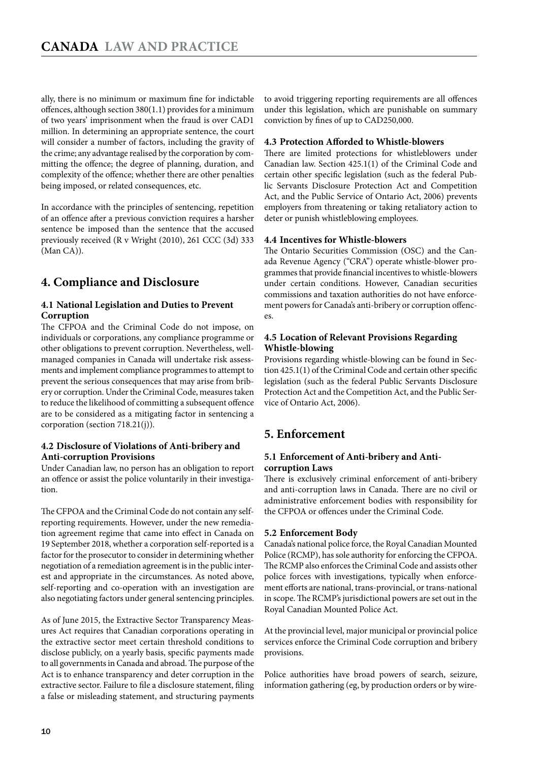ally, there is no minimum or maximum fine for indictable offences, although section 380(1.1) provides for a minimum of two years' imprisonment when the fraud is over CAD1 million. In determining an appropriate sentence, the court will consider a number of factors, including the gravity of the crime; any advantage realised by the corporation by committing the offence; the degree of planning, duration, and complexity of the offence; whether there are other penalties being imposed, or related consequences, etc.

In accordance with the principles of sentencing, repetition of an offence after a previous conviction requires a harsher sentence be imposed than the sentence that the accused previously received (R v Wright (2010), 261 CCC (3d) 333 (Man CA)).

## 4. Compliance and Disclosure

### 4.1 National Legislation and Duties to Prevent Corruption

The CFPOA and the Criminal Code do not impose, on individuals or corporations, any compliance programme or other obligations to prevent corruption. Nevertheless, well-managed companies in Canada will undertake risk assessments and implement compliance programmes to attempt to prevent the serious consequences that may arise from bribery or corruption. Under the Criminal Code, measures taken to reduce the likelihood of committing a subsequent offence are to be considered as a mitigating factor in sentencing a corporation (section 718.21(j)).

### 4.2 Disclosure of Violations of Anti-bribery and Anti-corruption Provisions

Under Canadian law, no person has an obligation to report an offence or assist the police voluntarily in their investigation.

The CFPOA and the Criminal Code do not contain any self-reporting requirements. However, under the new remediation agreement regime that came into effect in Canada on 19 September 2018, whether a corporation self-reported is a factor for the prosecutor to consider in determining whether negotiation of a remediation agreement is in the public interest and appropriate in the circumstances. As noted above, self-reporting and co-operation with an investigation are also negotiating factors under general sentencing principles.

As of June 2015, the Extractive Sector Transparency Measures Act requires that Canadian corporations operating in the extractive sector meet certain threshold conditions to disclose publicly, on a yearly basis, specific payments made to all governments in Canada and abroad. The purpose of the Act is to enhance transparency and deter corruption in the extractive sector. Failure to file a disclosure statement, filing a false or misleading statement, and structuring payments to avoid triggering reporting requirements are all offences under this legislation, which are punishable on summary conviction by fines of up to CAD250,000.

### 4.3 Protection Afforded to Whistle-blowers

There are limited protections for whistleblowers under Canadian law. Section 425.1(1) of the Criminal Code and certain other specific legislation (such as the federal Public Servants Disclosure Protection Act and Competition Act, and the Public Service of Ontario Act, 2006) prevents employers from threatening or taking retaliatory action to deter or punish whistleblowing employees.

### 4.4 Incentives for Whistle-blowers

The Ontario Securities Commission (OSC) and the Canada Revenue Agency ("CRA") operate whistle-blower programmes that provide financial incentives to whistle-blowers under certain conditions. However, Canadian securities commissions and taxation authorities do not have enforcement powers for Canada's anti-bribery or corruption offences.

### 4.5 Location of Relevant Provisions Regarding Whistle-blowing

Provisions regarding whistle-blowing can be found in Section 425.1(1) of the Criminal Code and certain other specific legislation (such as the federal Public Servants Disclosure Protection Act and the Competition Act, and the Public Service of Ontario Act, 2006).

## 5. Enforcement

### 5.1 Enforcement of Anti-bribery and Anti-corruption Laws

There is exclusively criminal enforcement of anti-bribery and anti-corruption laws in Canada. There are no civil or administrative enforcement bodies with responsibility for the CFPOA or offences under the Criminal Code.

### 5.2 Enforcement Body

Canada's national police force, the Royal Canadian Mounted Police (RCMP), has sole authority for enforcing the CFPOA. The RCMP also enforces the Criminal Code and assists other police forces with investigations, typically when enforcement efforts are national, trans-provincial, or trans-national in scope. The RCMP's jurisdictional powers are set out in the Royal Canadian Mounted Police Act.

At the provincial level, major municipal or provincial police services enforce the Criminal Code corruption and bribery provisions.

Police authorities have broad powers of search, seizure, information gathering (eg, by production orders or by wire-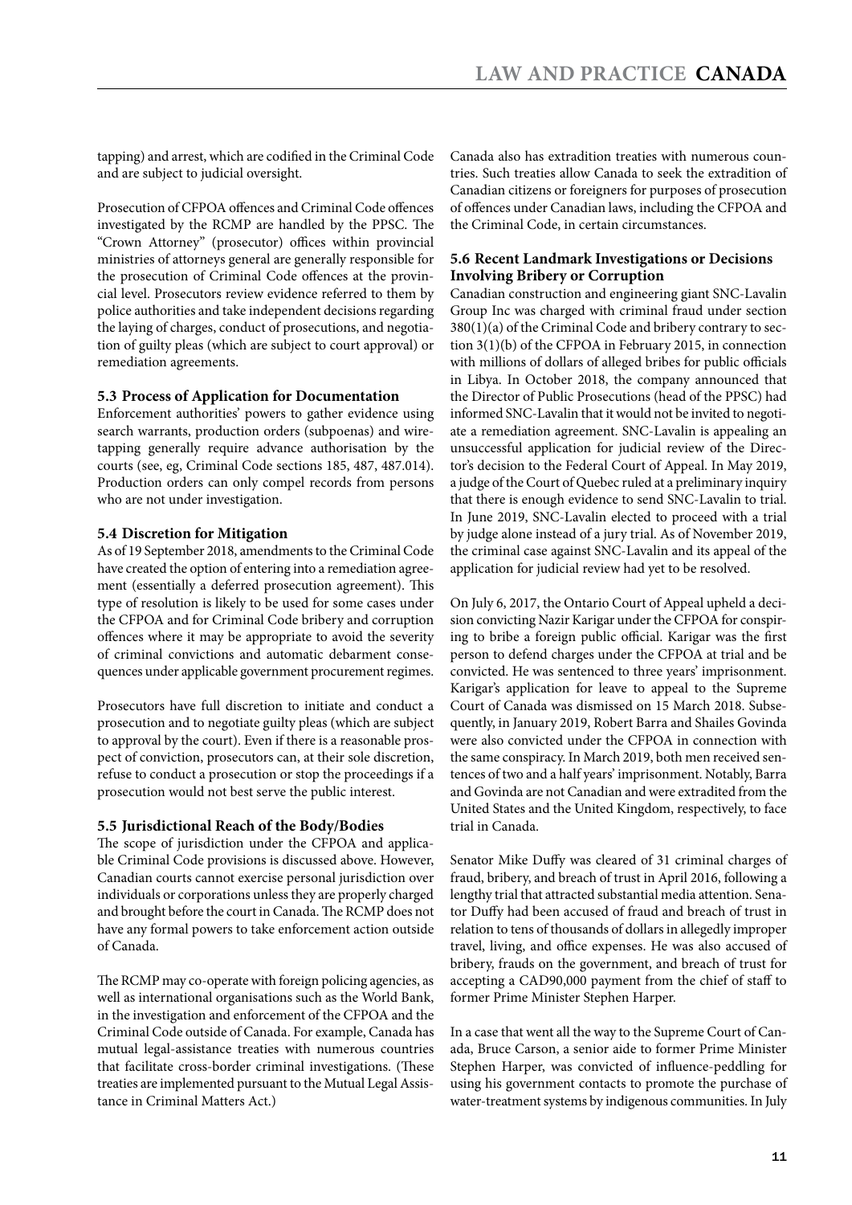tapping) and arrest, which are codified in the Criminal Code and are subject to judicial oversight.

Prosecution of CFPOA offences and Criminal Code offences investigated by the RCMP are handled by the PPSC. The "Crown Attorney" (prosecutor) offices within provincial ministries of attorneys general are generally responsible for the prosecution of Criminal Code offences at the provincial level. Prosecutors review evidence referred to them by police authorities and take independent decisions regarding the laying of charges, conduct of prosecutions, and negotiation of guilty pleas (which are subject to court approval) or remediation agreements.

### 5.3 Process of Application for Documentation

Enforcement authorities' powers to gather evidence using search warrants, production orders (subpoenas) and wiretapping generally require advance authorisation by the courts (see, eg, Criminal Code sections 185, 487, 487.014). Production orders can only compel records from persons who are not under investigation.

### 5.4 Discretion for Mitigation

As of 19 September 2018, amendments to the Criminal Code have created the option of entering into a remediation agreement (essentially a deferred prosecution agreement). This type of resolution is likely to be used for some cases under the CFPOA and for Criminal Code bribery and corruption offences where it may be appropriate to avoid the severity of criminal convictions and automatic debarment consequences under applicable government procurement regimes.

Prosecutors have full discretion to initiate and conduct a prosecution and to negotiate guilty pleas (which are subject to approval by the court). Even if there is a reasonable prospect of conviction, prosecutors can, at their sole discretion, refuse to conduct a prosecution or stop the proceedings if a prosecution would not best serve the public interest.

### 5.5 Jurisdictional Reach of the Body/Bodies

The scope of jurisdiction under the CFPOA and applicable Criminal Code provisions is discussed above. However, Canadian courts cannot exercise personal jurisdiction over individuals or corporations unless they are properly charged and brought before the court in Canada. The RCMP does not have any formal powers to take enforcement action outside of Canada.

The RCMP may co-operate with foreign policing agencies, as well as international organisations such as the World Bank, in the investigation and enforcement of the CFPOA and the Criminal Code outside of Canada. For example, Canada has mutual legal-assistance treaties with numerous countries that facilitate cross-border criminal investigations. (These treaties are implemented pursuant to the Mutual Legal Assistance in Criminal Matters Act.)

Canada also has extradition treaties with numerous countries. Such treaties allow Canada to seek the extradition of Canadian citizens or foreigners for purposes of prosecution of offences under Canadian laws, including the CFPOA and the Criminal Code, in certain circumstances.

### 5.6 Recent Landmark Investigations or Decisions Involving Bribery or Corruption

Canadian construction and engineering giant SNC-Lavalin Group Inc was charged with criminal fraud under section 380(1)(a) of the Criminal Code and bribery contrary to section 3(1)(b) of the CFPOA in February 2015, in connection with millions of dollars of alleged bribes for public officials in Libya. In October 2018, the company announced that the Director of Public Prosecutions (head of the PPSC) had informed SNC-Lavalin that it would not be invited to negotiate a remediation agreement. SNC-Lavalin is appealing an unsuccessful application for judicial review of the Director's decision to the Federal Court of Appeal. In May 2019, a judge of the Court of Quebec ruled at a preliminary inquiry that there is enough evidence to send SNC-Lavalin to trial. In June 2019, SNC-Lavalin elected to proceed with a trial by judge alone instead of a jury trial. As of November 2019, the criminal case against SNC-Lavalin and its appeal of the application for judicial review had yet to be resolved.

On July 6, 2017, the Ontario Court of Appeal upheld a decision convicting Nazir Karigar under the CFPOA for conspiring to bribe a foreign public official. Karigar was the first person to defend charges under the CFPOA at trial and be convicted. He was sentenced to three years' imprisonment. Karigar's application for leave to appeal to the Supreme Court of Canada was dismissed on 15 March 2018. Subsequently, in January 2019, Robert Barra and Shailes Govinda were also convicted under the CFPOA in connection with the same conspiracy. In March 2019, both men received sentences of two and a half years' imprisonment. Notably, Barra and Govinda are not Canadian and were extradited from the United States and the United Kingdom, respectively, to face trial in Canada.

Senator Mike Duffy was cleared of 31 criminal charges of fraud, bribery, and breach of trust in April 2016, following a lengthy trial that attracted substantial media attention. Senator Duffy had been accused of fraud and breach of trust in relation to tens of thousands of dollars in allegedly improper travel, living, and office expenses. He was also accused of bribery, frauds on the government, and breach of trust for accepting a CAD90,000 payment from the chief of staff to former Prime Minister Stephen Harper.

In a case that went all the way to the Supreme Court of Canada, Bruce Carson, a senior aide to former Prime Minister Stephen Harper, was convicted of influence-peddling for using his government contacts to promote the purchase of water-treatment systems by indigenous communities. In July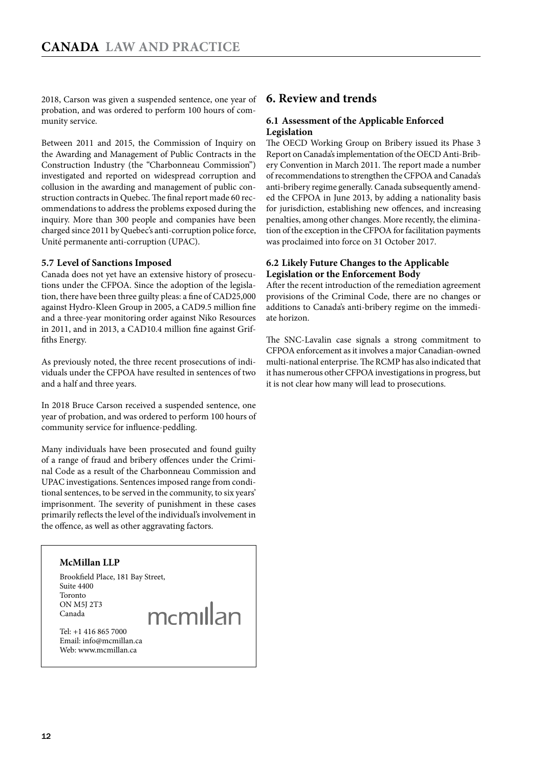2018, Carson was given a suspended sentence, one year of probation, and was ordered to perform 100 hours of community service.

Between 2011 and 2015, the Commission of Inquiry on the Awarding and Management of Public Contracts in the Construction Industry (the "Charbonneau Commission") investigated and reported on widespread corruption and collusion in the awarding and management of public construction contracts in Quebec. The final report made 60 recommendations to address the problems exposed during the inquiry. More than 300 people and companies have been charged since 2011 by Quebec's anti-corruption police force, Unité permanente anti-corruption (UPAC).

### 5.7 Level of Sanctions Imposed

Canada does not yet have an extensive history of prosecutions under the CFPOA. Since the adoption of the legislation, there have been three guilty pleas: a fine of CAD25,000 against Hydro-Kleen Group in 2005, a CAD9.5 million fine and a three-year monitoring order against Niko Resources in 2011, and in 2013, a CAD10.4 million fine against Griffiths Energy.

As previously noted, the three recent prosecutions of individuals under the CFPOA have resulted in sentences of two and a half and three years.

In 2018 Bruce Carson received a suspended sentence, one year of probation, and was ordered to perform 100 hours of community service for influence-peddling.

Many individuals have been prosecuted and found guilty of a range of fraud and bribery offences under the Criminal Code as a result of the Charbonneau Commission and UPAC investigations. Sentences imposed range from conditional sentences, to be served in the community, to six years' imprisonment. The severity of punishment in these cases primarily reflects the level of the individual's involvement in the offence, as well as other aggravating factors.

**McMillan LLP**

Brookfield Place, 181 Bay Street,
Suite 4400
Toronto
ON M5J 2T3
Canada

mcmillan

Tel: +1 416 865 7000
Email: info@mcmillan.ca
Web: www.mcmillan.ca

## 6. Review and trends

### 6.1 Assessment of the Applicable Enforced Legislation

The OECD Working Group on Bribery issued its Phase 3 Report on Canada's implementation of the OECD Anti-Bribery Convention in March 2011. The report made a number of recommendations to strengthen the CFPOA and Canada's anti-bribery regime generally. Canada subsequently amended the CFPOA in June 2013, by adding a nationality basis for jurisdiction, establishing new offences, and increasing penalties, among other changes. More recently, the elimination of the exception in the CFPOA for facilitation payments was proclaimed into force on 31 October 2017.

### 6.2 Likely Future Changes to the Applicable Legislation or the Enforcement Body

After the recent introduction of the remediation agreement provisions of the Criminal Code, there are no changes or additions to Canada's anti-bribery regime on the immediate horizon.

The SNC-Lavalin case signals a strong commitment to CFPOA enforcement as it involves a major Canadian-owned multi-national enterprise. The RCMP has also indicated that it has numerous other CFPOA investigations in progress, but it is not clear how many will lead to prosecutions.